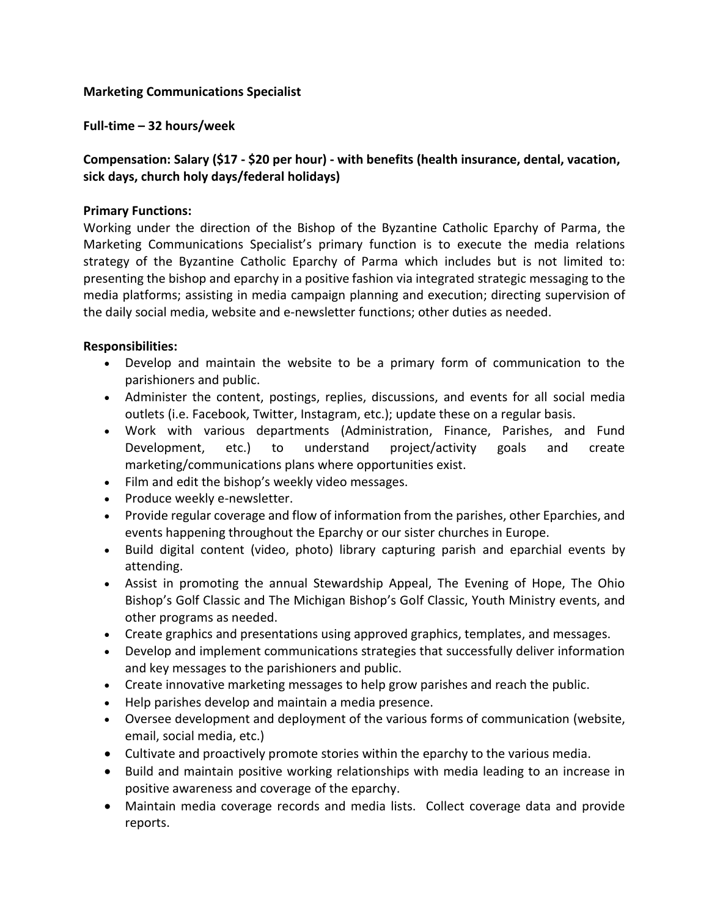**Marketing Communications Specialist**

**Full-time – 32 hours/week**

**Compensation: Salary ($17 - $20 per hour) - with benefits (health insurance, dental, vacation, sick days, church holy days/federal holidays)**

**Primary Functions:**

Working under the direction of the Bishop of the Byzantine Catholic Eparchy of Parma, the Marketing Communications Specialist's primary function is to execute the media relations strategy of the Byzantine Catholic Eparchy of Parma which includes but is not limited to: presenting the bishop and eparchy in a positive fashion via integrated strategic messaging to the media platforms; assisting in media campaign planning and execution; directing supervision of the daily social media, website and e-newsletter functions; other duties as needed.

**Responsibilities:**

- Develop and maintain the website to be a primary form of communication to the parishioners and public.
- Administer the content, postings, replies, discussions, and events for all social media outlets (i.e. Facebook, Twitter, Instagram, etc.); update these on a regular basis.
- Work with various departments (Administration, Finance, Parishes, and Fund Development, etc.) to understand project/activity goals and create marketing/communications plans where opportunities exist.
- Film and edit the bishop's weekly video messages.
- Produce weekly e-newsletter.
- Provide regular coverage and flow of information from the parishes, other Eparchies, and events happening throughout the Eparchy or our sister churches in Europe.
- Build digital content (video, photo) library capturing parish and eparchial events by attending.
- Assist in promoting the annual Stewardship Appeal, The Evening of Hope, The Ohio Bishop's Golf Classic and The Michigan Bishop's Golf Classic, Youth Ministry events, and other programs as needed.
- Create graphics and presentations using approved graphics, templates, and messages.
- Develop and implement communications strategies that successfully deliver information and key messages to the parishioners and public.
- Create innovative marketing messages to help grow parishes and reach the public.
- Help parishes develop and maintain a media presence.
- Oversee development and deployment of the various forms of communication (website, email, social media, etc.)
- Cultivate and proactively promote stories within the eparchy to the various media.
- Build and maintain positive working relationships with media leading to an increase in positive awareness and coverage of the eparchy.
- Maintain media coverage records and media lists. Collect coverage data and provide reports.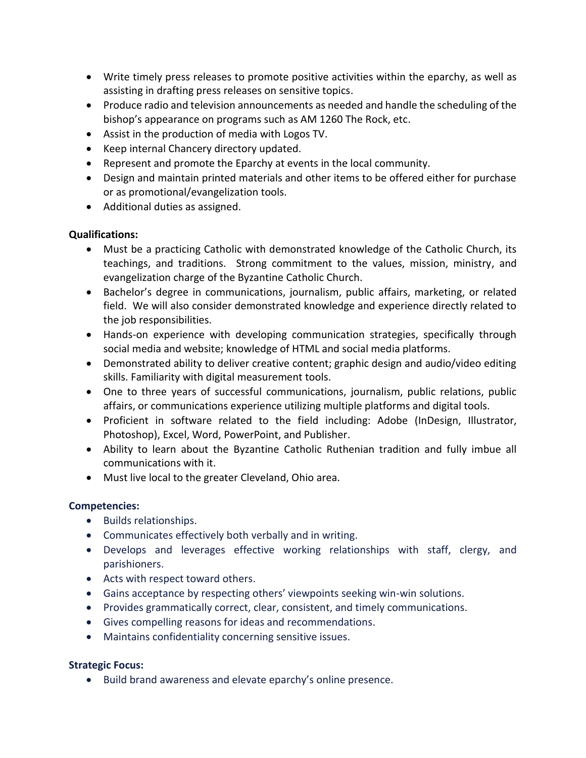- Write timely press releases to promote positive activities within the eparchy, as well as assisting in drafting press releases on sensitive topics.
- Produce radio and television announcements as needed and handle the scheduling of the bishop's appearance on programs such as AM 1260 The Rock, etc.
- Assist in the production of media with Logos TV.
- Keep internal Chancery directory updated.
- Represent and promote the Eparchy at events in the local community.
- Design and maintain printed materials and other items to be offered either for purchase or as promotional/evangelization tools.
- Additional duties as assigned.

**Qualifications:**

- Must be a practicing Catholic with demonstrated knowledge of the Catholic Church, its teachings, and traditions. Strong commitment to the values, mission, ministry, and evangelization charge of the Byzantine Catholic Church.
- Bachelor's degree in communications, journalism, public affairs, marketing, or related field. We will also consider demonstrated knowledge and experience directly related to the job responsibilities.
- Hands-on experience with developing communication strategies, specifically through social media and website; knowledge of HTML and social media platforms.
- Demonstrated ability to deliver creative content; graphic design and audio/video editing skills. Familiarity with digital measurement tools.
- One to three years of successful communications, journalism, public relations, public affairs, or communications experience utilizing multiple platforms and digital tools.
- Proficient in software related to the field including: Adobe (InDesign, Illustrator, Photoshop), Excel, Word, PowerPoint, and Publisher.
- Ability to learn about the Byzantine Catholic Ruthenian tradition and fully imbue all communications with it.
- Must live local to the greater Cleveland, Ohio area.

**Competencies:**

- Builds relationships.
- Communicates effectively both verbally and in writing.
- Develops and leverages effective working relationships with staff, clergy, and parishioners.
- Acts with respect toward others.
- Gains acceptance by respecting others' viewpoints seeking win-win solutions.
- Provides grammatically correct, clear, consistent, and timely communications.
- Gives compelling reasons for ideas and recommendations.
- Maintains confidentiality concerning sensitive issues.

**Strategic Focus:**

- Build brand awareness and elevate eparchy's online presence.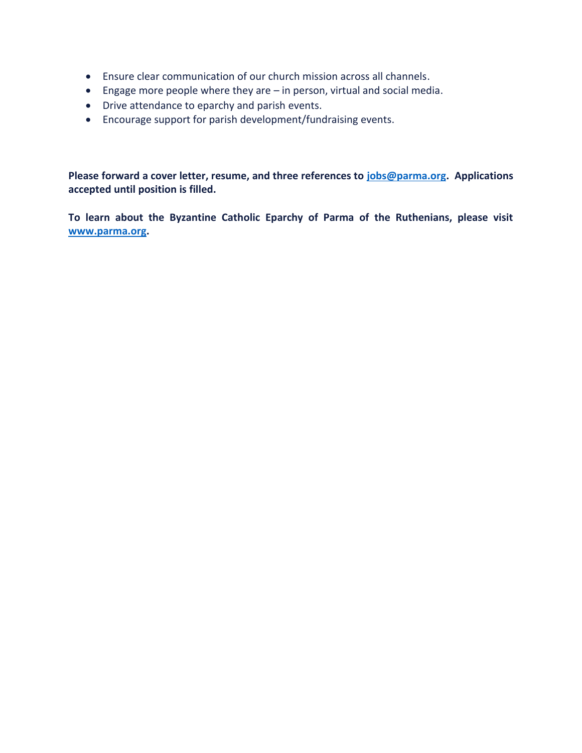- Ensure clear communication of our church mission across all channels.
- Engage more people where they are – in person, virtual and social media.
- Drive attendance to eparchy and parish events.
- Encourage support for parish development/fundraising events.

**Please forward a cover letter, resume, and three references to [jobs@parma.org](mailto:jobs@parma.org). Applications accepted until position is filled.**

**To learn about the Byzantine Catholic Eparchy of Parma of the Ruthenians, please visit [www.parma.org](http://www.parma.org).**